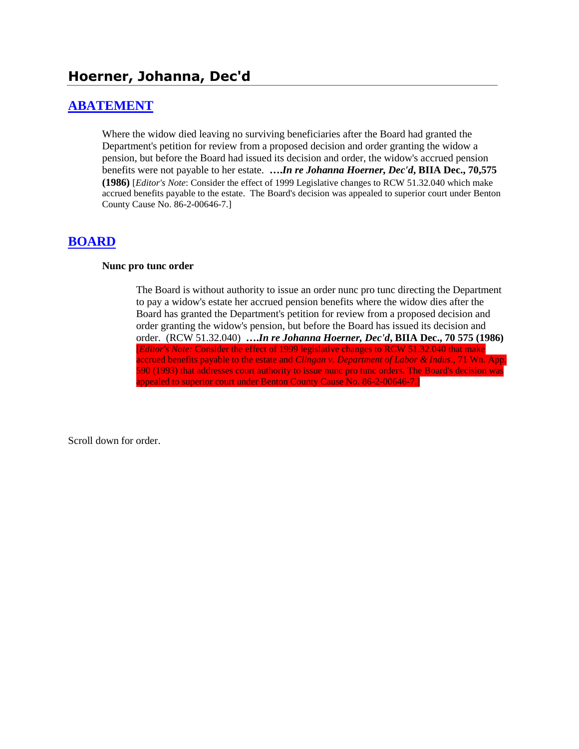# Hoerner, Johanna, Dec'd

## ABATEMENT

Where the widow died leaving no surviving beneficiaries after the Board had granted the Department's petition for review from a proposed decision and order granting the widow a pension, but before the Board had issued its decision and order, the widow's accrued pension benefits were not payable to her estate. **….*In re Johanna Hoerner, Dec'd*, BIIA Dec., 70,575 (1986)** [*Editor's Note*: Consider the effect of 1999 Legislative changes to RCW 51.32.040 which make accrued benefits payable to the estate. The Board's decision was appealed to superior court under Benton County Cause No. 86-2-00646-7.]

## BOARD

**Nunc pro tunc order**

The Board is without authority to issue an order nunc pro tunc directing the Department to pay a widow's estate her accrued pension benefits where the widow dies after the Board has granted the Department's petition for review from a proposed decision and order granting the widow's pension, but before the Board has issued its decision and order. (RCW 51.32.040) **….*In re Johanna Hoerner, Dec'd*, BIIA Dec., 70 575 (1986)** [*Editor's Note:* Consider the effect of 1999 legislative changes to RCW 51.32.040 that make accrued benefits payable to the estate and *Clingan v. Department of Labor & Indus.*, 71 Wn. App. 590 (1993) that addresses court authority to issue nunc pro tunc orders. The Board's decision was appealed to superior court under Benton County Cause No. 86-2-00646-7.]

Scroll down for order.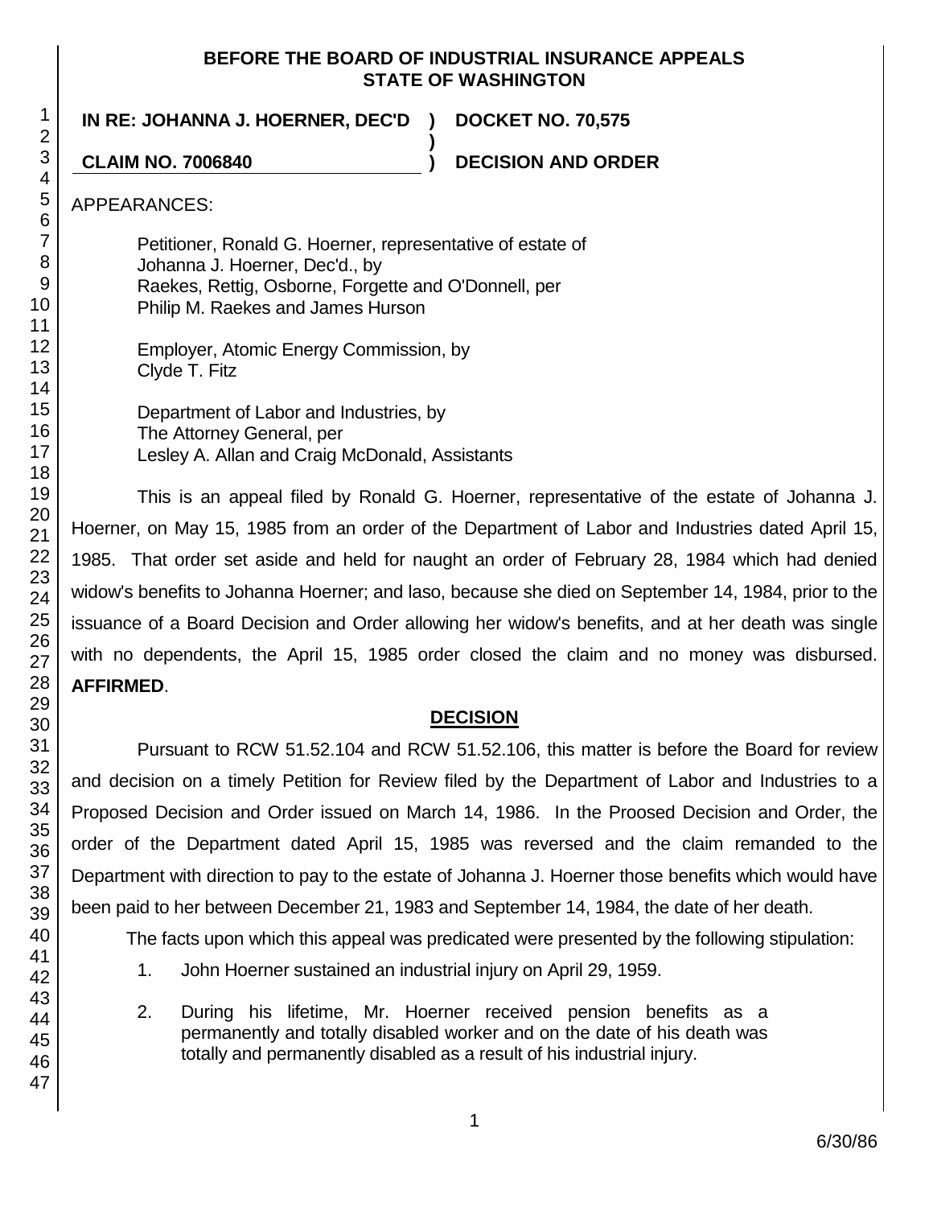**BEFORE THE BOARD OF INDUSTRIAL INSURANCE APPEALS**
**STATE OF WASHINGTON**

**IN RE: JOHANNA J. HOERNER, DEC'D ) DOCKET NO. 70,575**
**)**
**CLAIM NO. 7006840 ) DECISION AND ORDER**

APPEARANCES:

Petitioner, Ronald G. Hoerner, representative of estate of Johanna J. Hoerner, Dec'd., by
Raekes, Rettig, Osborne, Forgette and O'Donnell, per
Philip M. Raekes and James Hurson

Employer, Atomic Energy Commission, by
Clyde T. Fitz

Department of Labor and Industries, by
The Attorney General, per
Lesley A. Allan and Craig McDonald, Assistants

This is an appeal filed by Ronald G. Hoerner, representative of the estate of Johanna J. Hoerner, on May 15, 1985 from an order of the Department of Labor and Industries dated April 15, 1985. That order set aside and held for naught an order of February 28, 1984 which had denied widow's benefits to Johanna Hoerner; and laso, because she died on September 14, 1984, prior to the issuance of a Board Decision and Order allowing her widow's benefits, and at her death was single with no dependents, the April 15, 1985 order closed the claim and no money was disbursed. **AFFIRMED**.

## DECISION

Pursuant to RCW 51.52.104 and RCW 51.52.106, this matter is before the Board for review and decision on a timely Petition for Review filed by the Department of Labor and Industries to a Proposed Decision and Order issued on March 14, 1986. In the Proosed Decision and Order, the order of the Department dated April 15, 1985 was reversed and the claim remanded to the Department with direction to pay to the estate of Johanna J. Hoerner those benefits which would have been paid to her between December 21, 1983 and September 14, 1984, the date of her death.

The facts upon which this appeal was predicated were presented by the following stipulation:

1. John Hoerner sustained an industrial injury on April 29, 1959.

2. During his lifetime, Mr. Hoerner received pension benefits as a permanently and totally disabled worker and on the date of his death was totally and permanently disabled as a result of his industrial injury.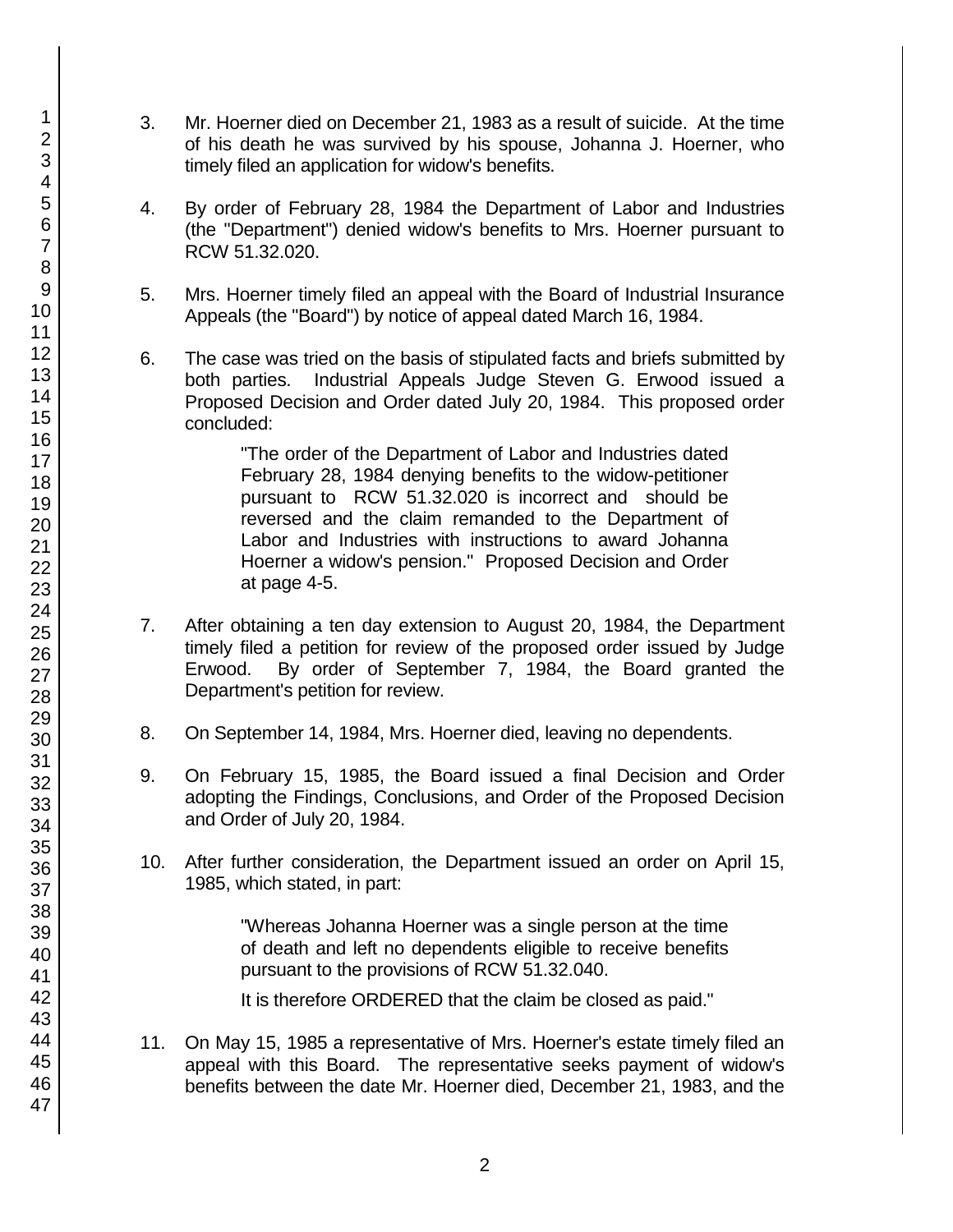3. Mr. Hoerner died on December 21, 1983 as a result of suicide. At the time of his death he was survived by his spouse, Johanna J. Hoerner, who timely filed an application for widow's benefits.

4. By order of February 28, 1984 the Department of Labor and Industries (the "Department") denied widow's benefits to Mrs. Hoerner pursuant to RCW 51.32.020.

5. Mrs. Hoerner timely filed an appeal with the Board of Industrial Insurance Appeals (the "Board") by notice of appeal dated March 16, 1984.

6. The case was tried on the basis of stipulated facts and briefs submitted by both parties. Industrial Appeals Judge Steven G. Erwood issued a Proposed Decision and Order dated July 20, 1984. This proposed order concluded:

   > "The order of the Department of Labor and Industries dated February 28, 1984 denying benefits to the widow-petitioner pursuant to RCW 51.32.020 is incorrect and should be reversed and the claim remanded to the Department of Labor and Industries with instructions to award Johanna Hoerner a widow's pension." Proposed Decision and Order at page 4-5.

7. After obtaining a ten day extension to August 20, 1984, the Department timely filed a petition for review of the proposed order issued by Judge Erwood. By order of September 7, 1984, the Board granted the Department's petition for review.

8. On September 14, 1984, Mrs. Hoerner died, leaving no dependents.

9. On February 15, 1985, the Board issued a final Decision and Order adopting the Findings, Conclusions, and Order of the Proposed Decision and Order of July 20, 1984.

10. After further consideration, the Department issued an order on April 15, 1985, which stated, in part:

    > "Whereas Johanna Hoerner was a single person at the time of death and left no dependents eligible to receive benefits pursuant to the provisions of RCW 51.32.040.
    >
    > It is therefore ORDERED that the claim be closed as paid."

11. On May 15, 1985 a representative of Mrs. Hoerner's estate timely filed an appeal with this Board. The representative seeks payment of widow's benefits between the date Mr. Hoerner died, December 21, 1983, and the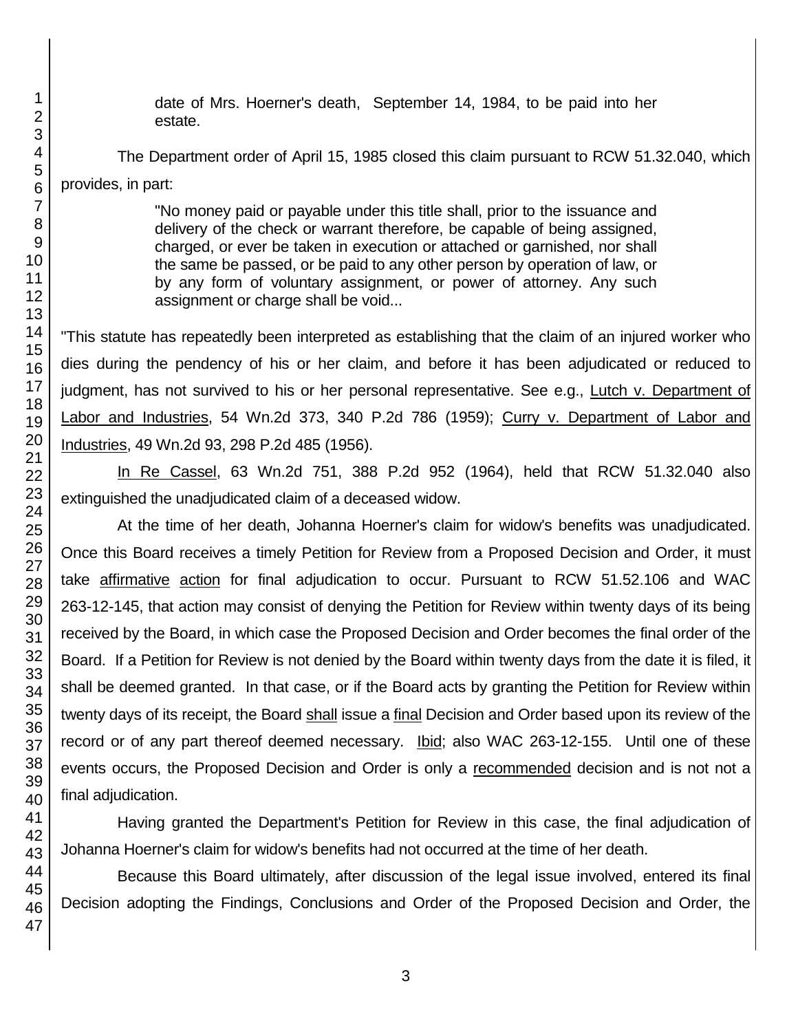date of Mrs. Hoerner's death, September 14, 1984, to be paid into her estate.

The Department order of April 15, 1985 closed this claim pursuant to RCW 51.32.040, which provides, in part:

> "No money paid or payable under this title shall, prior to the issuance and delivery of the check or warrant therefore, be capable of being assigned, charged, or ever be taken in execution or attached or garnished, nor shall the same be passed, or be paid to any other person by operation of law, or by any form of voluntary assignment, or power of attorney. Any such assignment or charge shall be void...

"This statute has repeatedly been interpreted as establishing that the claim of an injured worker who dies during the pendency of his or her claim, and before it has been adjudicated or reduced to judgment, has not survived to his or her personal representative. See e.g., Lutch v. Department of Labor and Industries, 54 Wn.2d 373, 340 P.2d 786 (1959); Curry v. Department of Labor and Industries, 49 Wn.2d 93, 298 P.2d 485 (1956).

In Re Cassel, 63 Wn.2d 751, 388 P.2d 952 (1964), held that RCW 51.32.040 also extinguished the unadjudicated claim of a deceased widow.

At the time of her death, Johanna Hoerner's claim for widow's benefits was unadjudicated. Once this Board receives a timely Petition for Review from a Proposed Decision and Order, it must take affirmative action for final adjudication to occur. Pursuant to RCW 51.52.106 and WAC 263-12-145, that action may consist of denying the Petition for Review within twenty days of its being received by the Board, in which case the Proposed Decision and Order becomes the final order of the Board. If a Petition for Review is not denied by the Board within twenty days from the date it is filed, it shall be deemed granted. In that case, or if the Board acts by granting the Petition for Review within twenty days of its receipt, the Board shall issue a final Decision and Order based upon its review of the record or of any part thereof deemed necessary. Ibid; also WAC 263-12-155. Until one of these events occurs, the Proposed Decision and Order is only a recommended decision and is not not a final adjudication.

Having granted the Department's Petition for Review in this case, the final adjudication of Johanna Hoerner's claim for widow's benefits had not occurred at the time of her death.

Because this Board ultimately, after discussion of the legal issue involved, entered its final Decision adopting the Findings, Conclusions and Order of the Proposed Decision and Order, the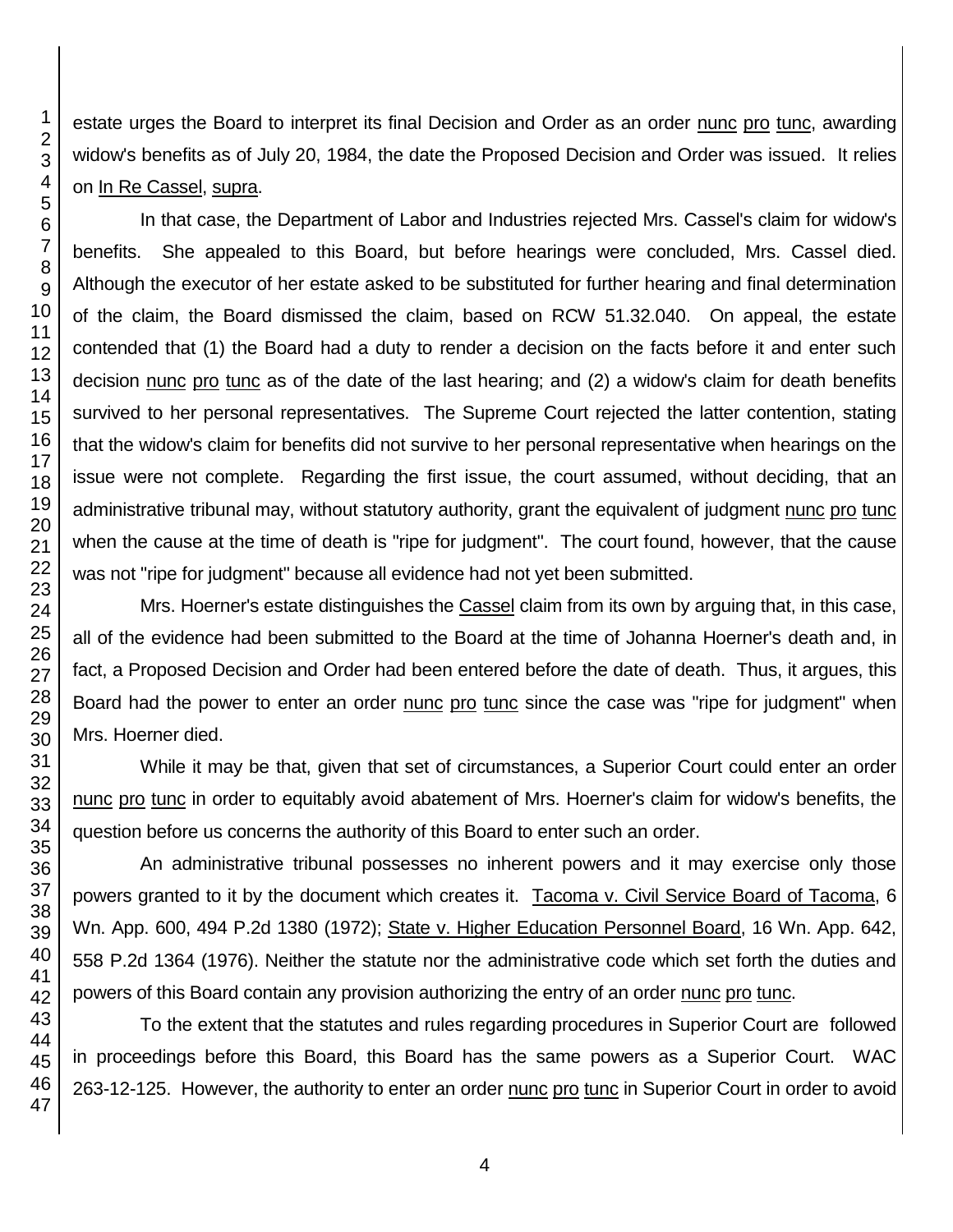estate urges the Board to interpret its final Decision and Order as an order nunc pro tunc, awarding widow's benefits as of July 20, 1984, the date the Proposed Decision and Order was issued. It relies on In Re Cassel, supra.

In that case, the Department of Labor and Industries rejected Mrs. Cassel's claim for widow's benefits. She appealed to this Board, but before hearings were concluded, Mrs. Cassel died. Although the executor of her estate asked to be substituted for further hearing and final determination of the claim, the Board dismissed the claim, based on RCW 51.32.040. On appeal, the estate contended that (1) the Board had a duty to render a decision on the facts before it and enter such decision nunc pro tunc as of the date of the last hearing; and (2) a widow's claim for death benefits survived to her personal representatives. The Supreme Court rejected the latter contention, stating that the widow's claim for benefits did not survive to her personal representative when hearings on the issue were not complete. Regarding the first issue, the court assumed, without deciding, that an administrative tribunal may, without statutory authority, grant the equivalent of judgment nunc pro tunc when the cause at the time of death is "ripe for judgment". The court found, however, that the cause was not "ripe for judgment" because all evidence had not yet been submitted.

Mrs. Hoerner's estate distinguishes the Cassel claim from its own by arguing that, in this case, all of the evidence had been submitted to the Board at the time of Johanna Hoerner's death and, in fact, a Proposed Decision and Order had been entered before the date of death. Thus, it argues, this Board had the power to enter an order nunc pro tunc since the case was "ripe for judgment" when Mrs. Hoerner died.

While it may be that, given that set of circumstances, a Superior Court could enter an order nunc pro tunc in order to equitably avoid abatement of Mrs. Hoerner's claim for widow's benefits, the question before us concerns the authority of this Board to enter such an order.

An administrative tribunal possesses no inherent powers and it may exercise only those powers granted to it by the document which creates it. Tacoma v. Civil Service Board of Tacoma, 6 Wn. App. 600, 494 P.2d 1380 (1972); State v. Higher Education Personnel Board, 16 Wn. App. 642, 558 P.2d 1364 (1976). Neither the statute nor the administrative code which set forth the duties and powers of this Board contain any provision authorizing the entry of an order nunc pro tunc.

To the extent that the statutes and rules regarding procedures in Superior Court are followed in proceedings before this Board, this Board has the same powers as a Superior Court. WAC 263-12-125. However, the authority to enter an order nunc pro tunc in Superior Court in order to avoid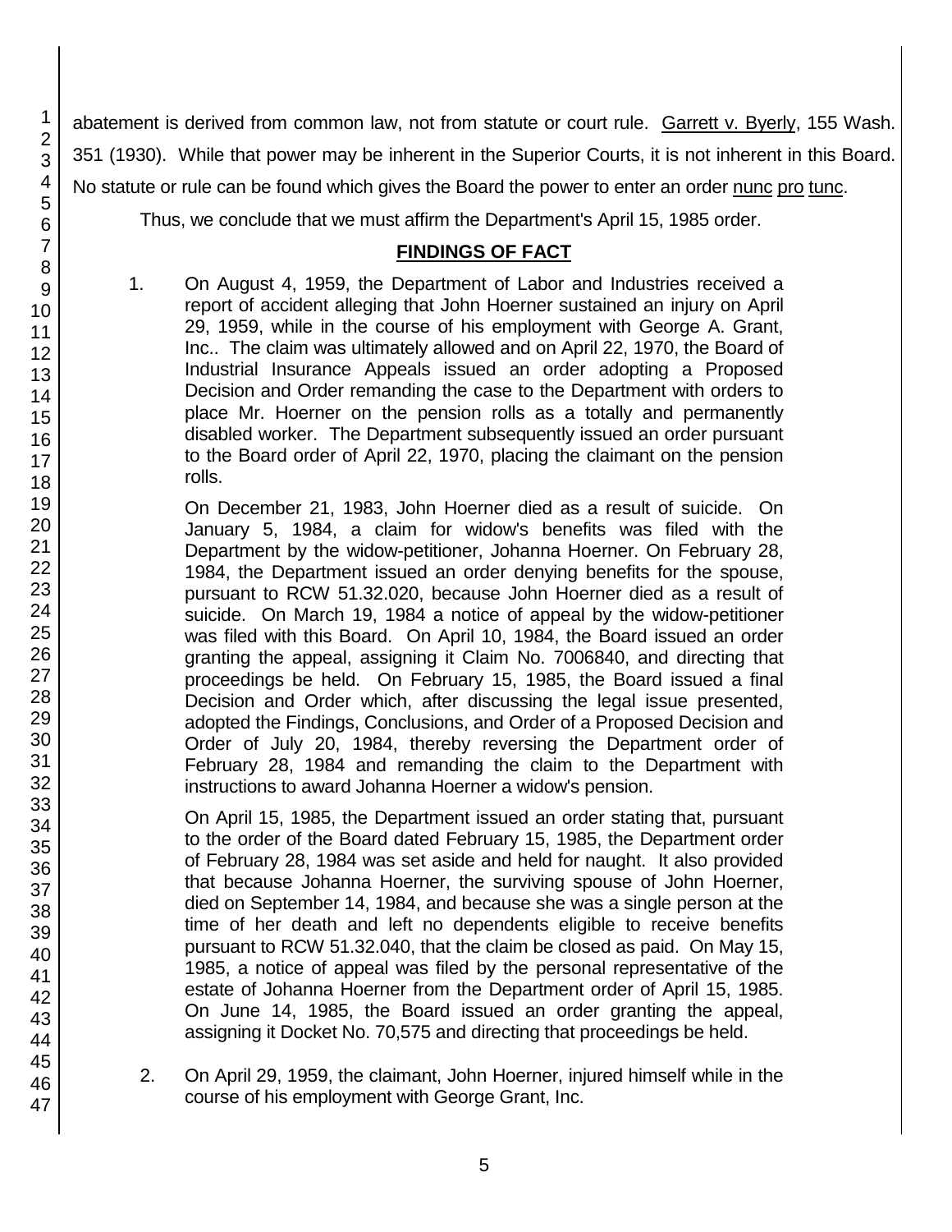abatement is derived from common law, not from statute or court rule. Garrett v. Byerly, 155 Wash. 351 (1930). While that power may be inherent in the Superior Courts, it is not inherent in this Board. No statute or rule can be found which gives the Board the power to enter an order nunc pro tunc.

Thus, we conclude that we must affirm the Department's April 15, 1985 order.

## FINDINGS OF FACT

1. On August 4, 1959, the Department of Labor and Industries received a report of accident alleging that John Hoerner sustained an injury on April 29, 1959, while in the course of his employment with George A. Grant, Inc.. The claim was ultimately allowed and on April 22, 1970, the Board of Industrial Insurance Appeals issued an order adopting a Proposed Decision and Order remanding the case to the Department with orders to place Mr. Hoerner on the pension rolls as a totally and permanently disabled worker. The Department subsequently issued an order pursuant to the Board order of April 22, 1970, placing the claimant on the pension rolls.

   On December 21, 1983, John Hoerner died as a result of suicide. On January 5, 1984, a claim for widow's benefits was filed with the Department by the widow-petitioner, Johanna Hoerner. On February 28, 1984, the Department issued an order denying benefits for the spouse, pursuant to RCW 51.32.020, because John Hoerner died as a result of suicide. On March 19, 1984 a notice of appeal by the widow-petitioner was filed with this Board. On April 10, 1984, the Board issued an order granting the appeal, assigning it Claim No. 7006840, and directing that proceedings be held. On February 15, 1985, the Board issued a final Decision and Order which, after discussing the legal issue presented, adopted the Findings, Conclusions, and Order of a Proposed Decision and Order of July 20, 1984, thereby reversing the Department order of February 28, 1984 and remanding the claim to the Department with instructions to award Johanna Hoerner a widow's pension.

   On April 15, 1985, the Department issued an order stating that, pursuant to the order of the Board dated February 15, 1985, the Department order of February 28, 1984 was set aside and held for naught. It also provided that because Johanna Hoerner, the surviving spouse of John Hoerner, died on September 14, 1984, and because she was a single person at the time of her death and left no dependents eligible to receive benefits pursuant to RCW 51.32.040, that the claim be closed as paid. On May 15, 1985, a notice of appeal was filed by the personal representative of the estate of Johanna Hoerner from the Department order of April 15, 1985. On June 14, 1985, the Board issued an order granting the appeal, assigning it Docket No. 70,575 and directing that proceedings be held.

2. On April 29, 1959, the claimant, John Hoerner, injured himself while in the course of his employment with George Grant, Inc.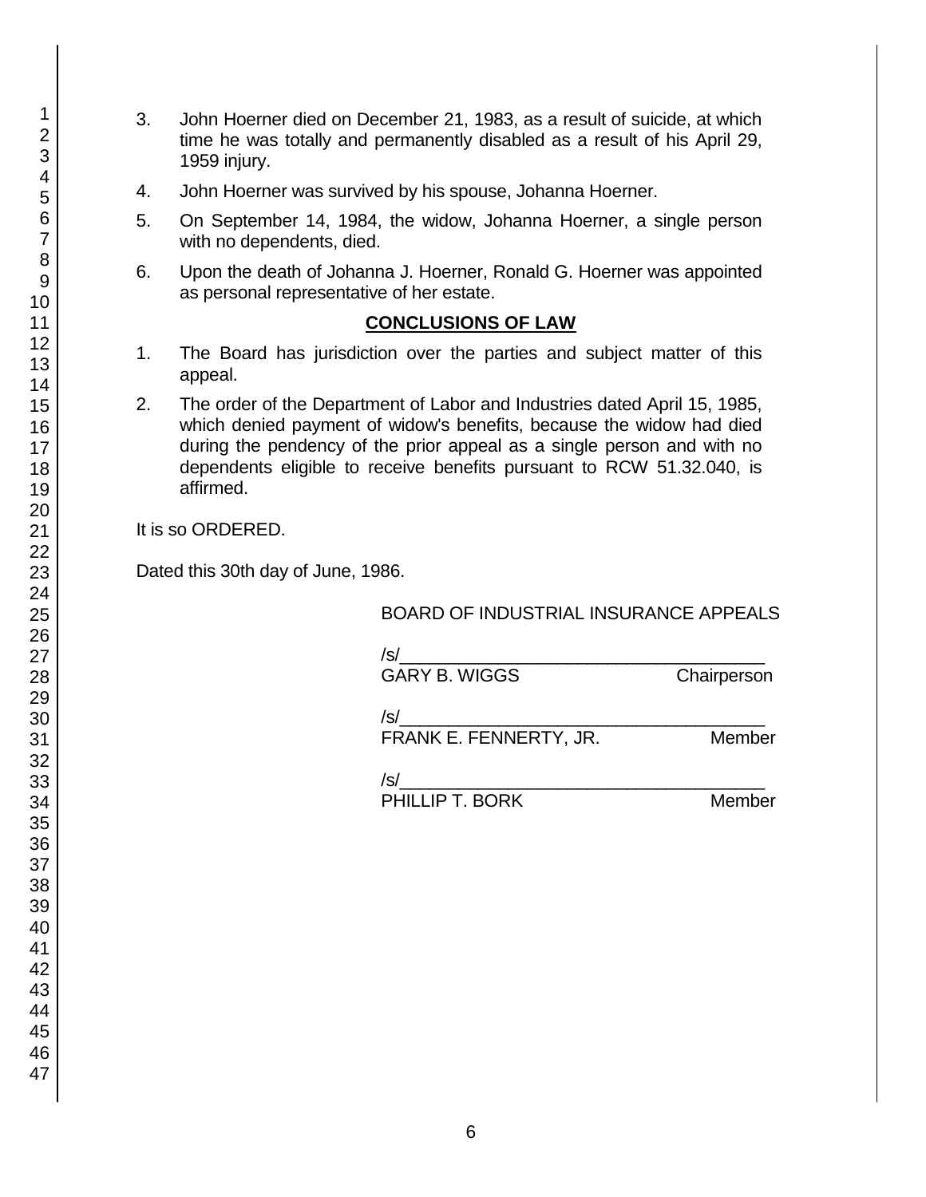3. John Hoerner died on December 21, 1983, as a result of suicide, at which time he was totally and permanently disabled as a result of his April 29, 1959 injury.

4. John Hoerner was survived by his spouse, Johanna Hoerner.

5. On September 14, 1984, the widow, Johanna Hoerner, a single person with no dependents, died.

6. Upon the death of Johanna J. Hoerner, Ronald G. Hoerner was appointed as personal representative of her estate.

## CONCLUSIONS OF LAW

1. The Board has jurisdiction over the parties and subject matter of this appeal.

2. The order of the Department of Labor and Industries dated April 15, 1985, which denied payment of widow's benefits, because the widow had died during the pendency of the prior appeal as a single person and with no dependents eligible to receive benefits pursuant to RCW 51.32.040, is affirmed.

It is so ORDERED.

Dated this 30th day of June, 1986.

BOARD OF INDUSTRIAL INSURANCE APPEALS

/s/______________________________________
GARY B. WIGGS Chairperson

/s/______________________________________
FRANK E. FENNERTY, JR. Member

/s/______________________________________
PHILLIP T. BORK Member